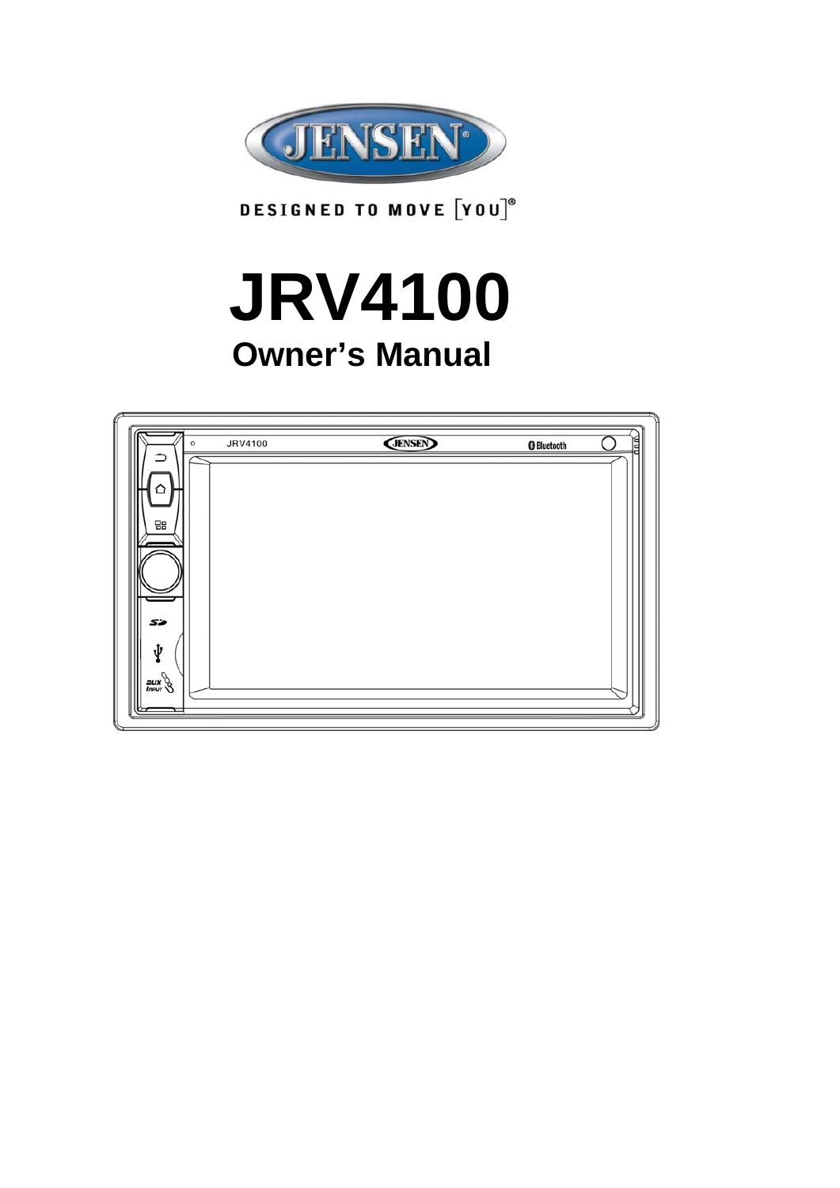JENSEN

DESIGNED TO MOVE [YOU]®

# JRV4100

## Owner's Manual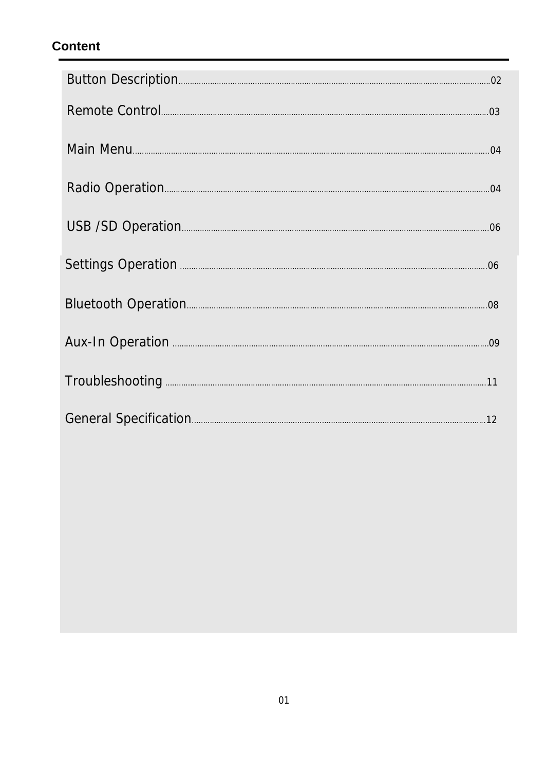# Content

- Button Description ........ 02
- Remote Control ........ 03
- Main Menu ........ 04
- Radio Operation ........ 04
- USB /SD Operation ........ 06
- Settings Operation ........ 06
- Bluetooth Operation ........ 08
- Aux-In Operation ........ 09
- Troubleshooting ........ 11
- General Specification ........ 12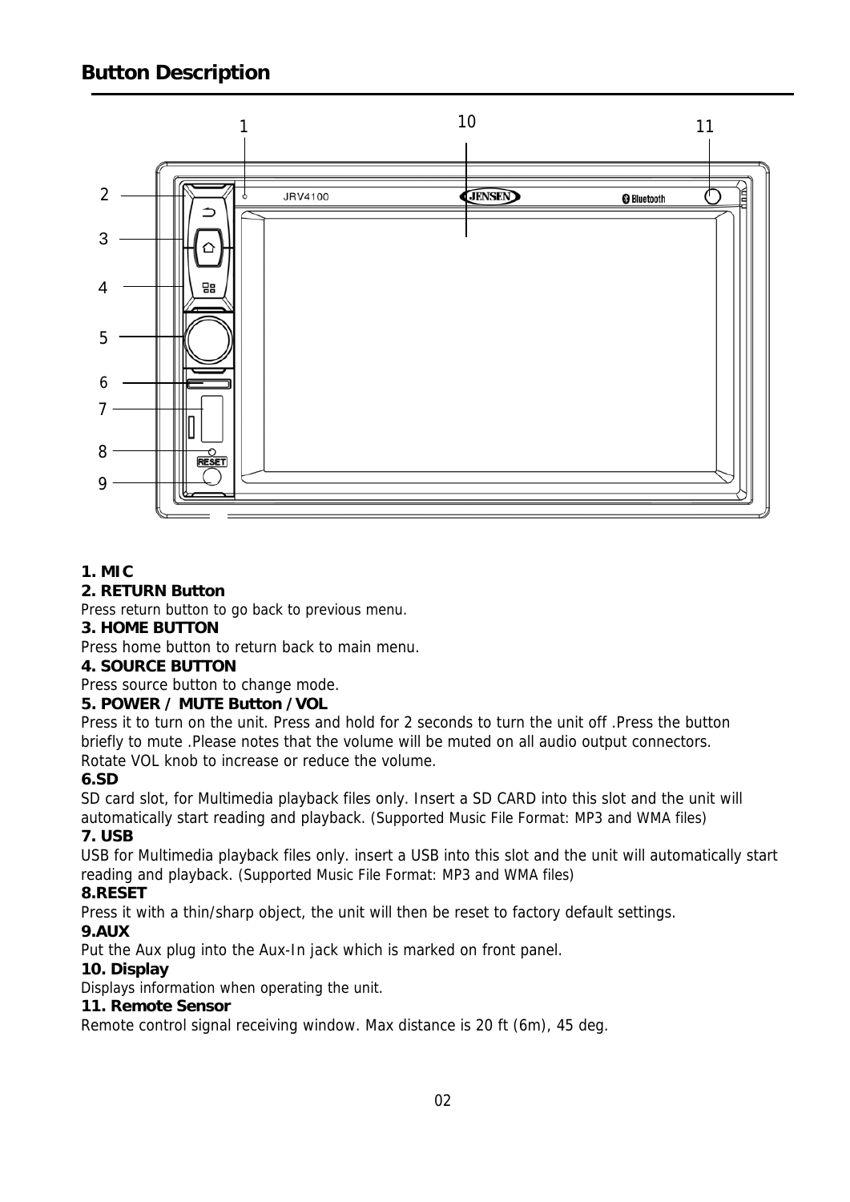## Button Description

**1. MIC**

**2. RETURN Button**

Press return button to go back to previous menu.

**3. HOME BUTTON**

Press home button to return back to main menu.

**4. SOURCE BUTTON**

Press source button to change mode.

**5. POWER / MUTE Button / VOL**

Press it to turn on the unit. Press and hold for 2 seconds to turn the unit off .Press the button briefly to mute .Please notes that the volume will be muted on all audio output connectors. Rotate VOL knob to increase or reduce the volume.

**6.SD**

SD card slot, for Multimedia playback files only. Insert a SD CARD into this slot and the unit will automatically start reading and playback. (Supported Music File Format: MP3 and WMA files)

**7. USB**

USB for Multimedia playback files only. insert a USB into this slot and the unit will automatically start reading and playback. (Supported Music File Format: MP3 and WMA files)

**8.RESET**

Press it with a thin/sharp object, the unit will then be reset to factory default settings.

**9.AUX**

Put the Aux plug into the Aux-In jack which is marked on front panel.

**10. Display**

Displays information when operating the unit.

**11. Remote Sensor**

Remote control signal receiving window. Max distance is 20 ft (6m), 45 deg.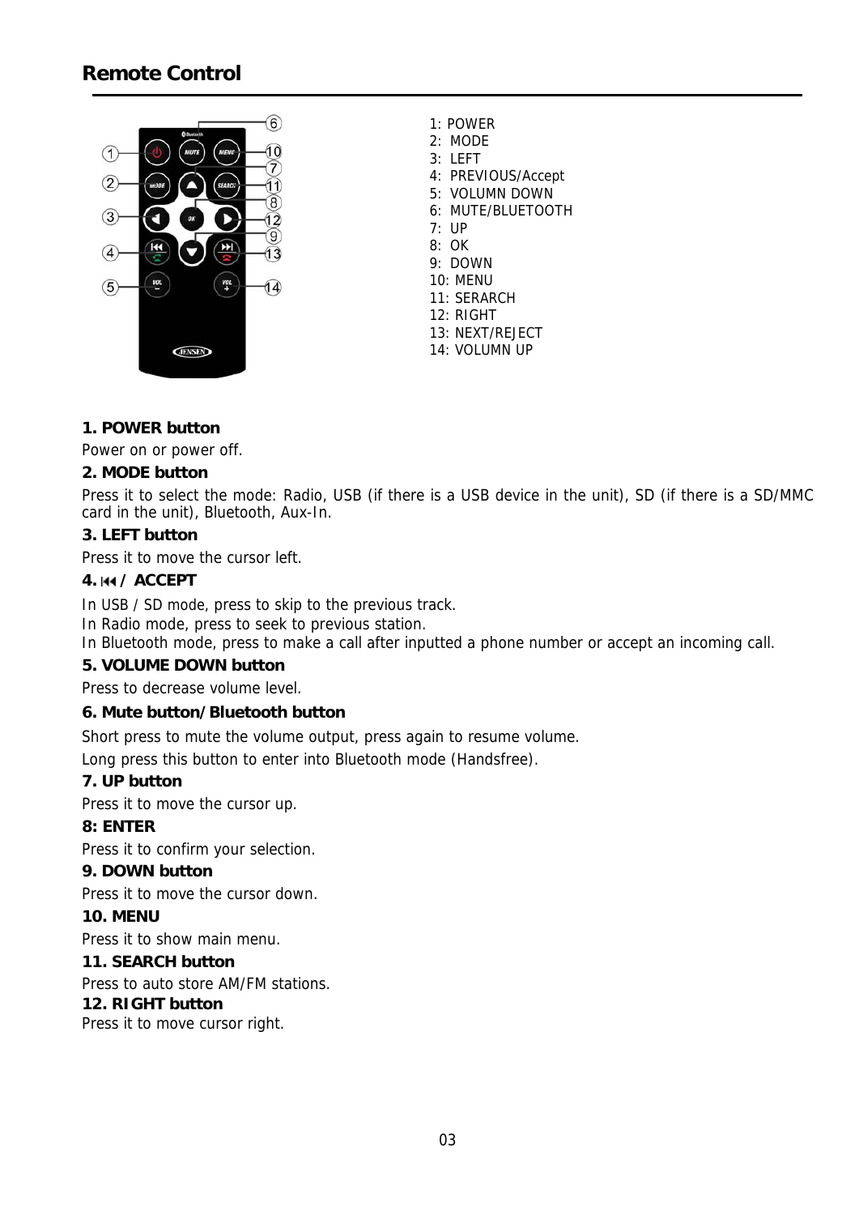## Remote Control

1: POWER
2: MODE
3: LEFT
4: PREVIOUS/Accept
5: VOLUMN DOWN
6: MUTE/BLUETOOTH
7: UP
8: OK
9: DOWN
10: MENU
11: SERARCH
12: RIGHT
13: NEXT/REJECT
14: VOLUMN UP

**1. POWER button**

Power on or power off.

**2. MODE button**

Press it to select the mode: Radio, USB (if there is a USB device in the unit), SD (if there is a SD/MMC card in the unit), Bluetooth, Aux-In.

**3. LEFT button**

Press it to move the cursor left.

**4. ⏮ / ACCEPT**

In USB / SD mode, press to skip to the previous track.
In Radio mode, press to seek to previous station.
In Bluetooth mode, press to make a call after inputted a phone number or accept an incoming call.

**5. VOLUME DOWN button**

Press to decrease volume level.

**6. Mute button/Bluetooth button**

Short press to mute the volume output, press again to resume volume.

Long press this button to enter into Bluetooth mode (Handsfree).

**7. UP button**

Press it to move the cursor up.

**8: ENTER**

Press it to confirm your selection.

**9. DOWN button**

Press it to move the cursor down.

**10. MENU**

Press it to show main menu.

**11. SEARCH button**

Press to auto store AM/FM stations.

**12. RIGHT button**

Press it to move cursor right.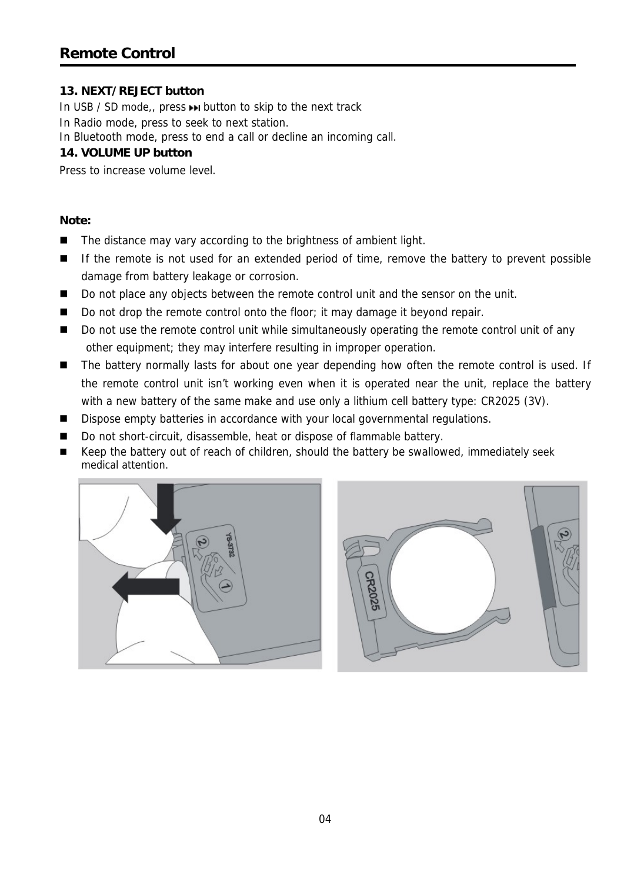## Remote Control

**13. NEXT/REJECT button**

In USB / SD mode,, press ⏭ button to skip to the next track
In Radio mode, press to seek to next station.
In Bluetooth mode, press to end a call or decline an incoming call.

**14. VOLUME UP button**

Press to increase volume level.

**Note:**

- The distance may vary according to the brightness of ambient light.
- If the remote is not used for an extended period of time, remove the battery to prevent possible damage from battery leakage or corrosion.
- Do not place any objects between the remote control unit and the sensor on the unit.
- Do not drop the remote control onto the floor; it may damage it beyond repair.
- Do not use the remote control unit while simultaneously operating the remote control unit of any other equipment; they may interfere resulting in improper operation.
- The battery normally lasts for about one year depending how often the remote control is used. If the remote control unit isn't working even when it is operated near the unit, replace the battery with a new battery of the same make and use only a lithium cell battery type: CR2025 (3V).
- Dispose empty batteries in accordance with your local governmental regulations.
- Do not short-circuit, disassemble, heat or dispose of flammable battery.
- Keep the battery out of reach of children, should the battery be swallowed, immediately seek medical attention.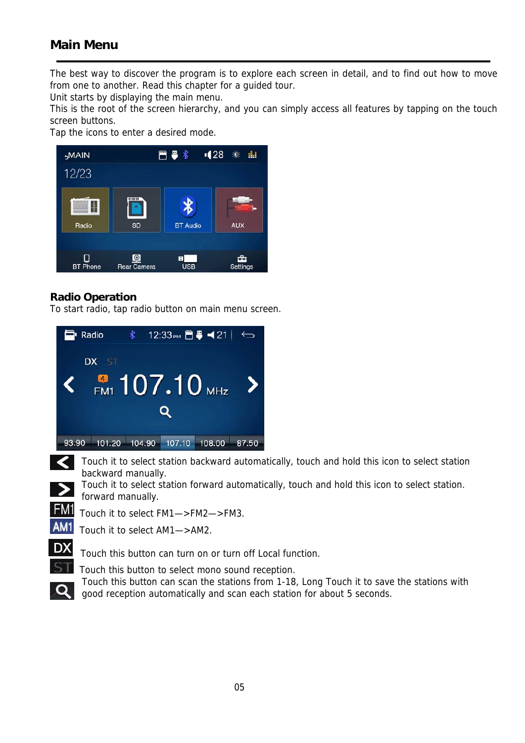## Main Menu

The best way to discover the program is to explore each screen in detail, and to find out how to move from one to another. Read this chapter for a guided tour.
Unit starts by displaying the main menu.
This is the root of the screen hierarchy, and you can simply access all features by tapping on the touch screen buttons.
Tap the icons to enter a desired mode.

## Radio Operation

To start radio, tap radio button on main menu screen.

Touch it to select station backward automatically, touch and hold this icon to select station backward manually.

Touch it to select station forward automatically, touch and hold this icon to select station. forward manually.

FM1 Touch it to select FM1—>FM2—>FM3.

AM1 Touch it to select AM1—>AM2.

DX Touch this button can turn on or turn off Local function.

ST Touch this button to select mono sound reception.

Touch this button can scan the stations from 1-18, Long Touch it to save the stations with good reception automatically and scan each station for about 5 seconds.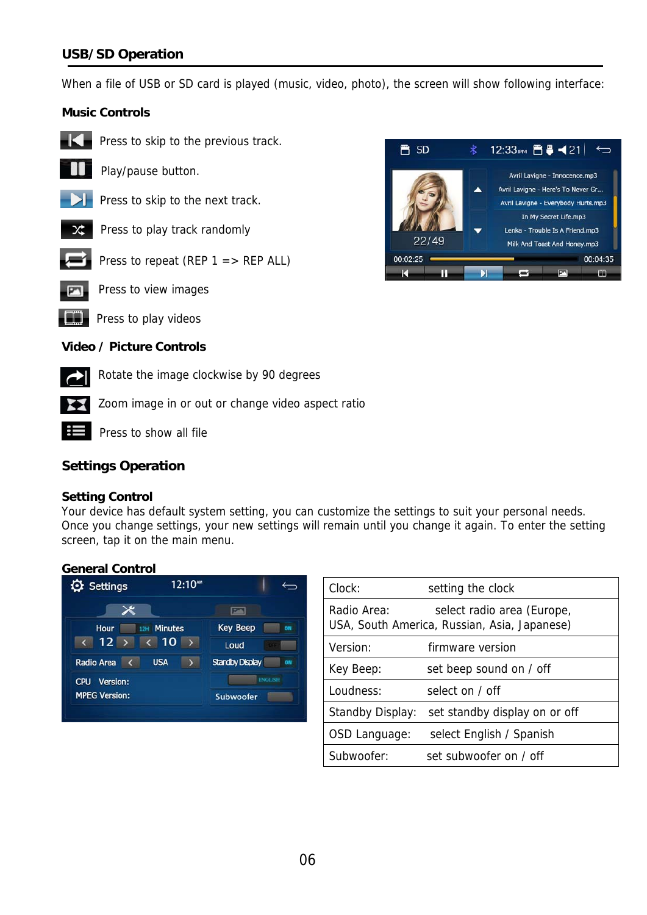## USB/ SD Operation

When a file of USB or SD card is played (music, video, photo), the screen will show following interface:

### Music Controls

Press to skip to the previous track.

Play/pause button.

Press to skip to the next track.

Press to play track randomly

Press to repeat (REP 1 => REP ALL)

Press to view images

Press to play videos

### Video / Picture Controls

Rotate the image clockwise by 90 degrees

Zoom image in or out or change video aspect ratio

Press to show all file

## Settings Operation

### Setting Control

Your device has default system setting, you can customize the settings to suit your personal needs. Once you change settings, your new settings will remain until you change it again. To enter the setting screen, tap it on the main menu.

### General Control

| | |
|---|---|
| Clock: | setting the clock |
| Radio Area: | select radio area (Europe, USA, South America, Russian, Asia, Japanese) |
| Version: | firmware version |
| Key Beep: | set beep sound on / off |
| Loudness: | select on / off |
| Standby Display: | set standby display on or off |
| OSD Language: | select English / Spanish |
| Subwoofer: | set subwoofer on / off |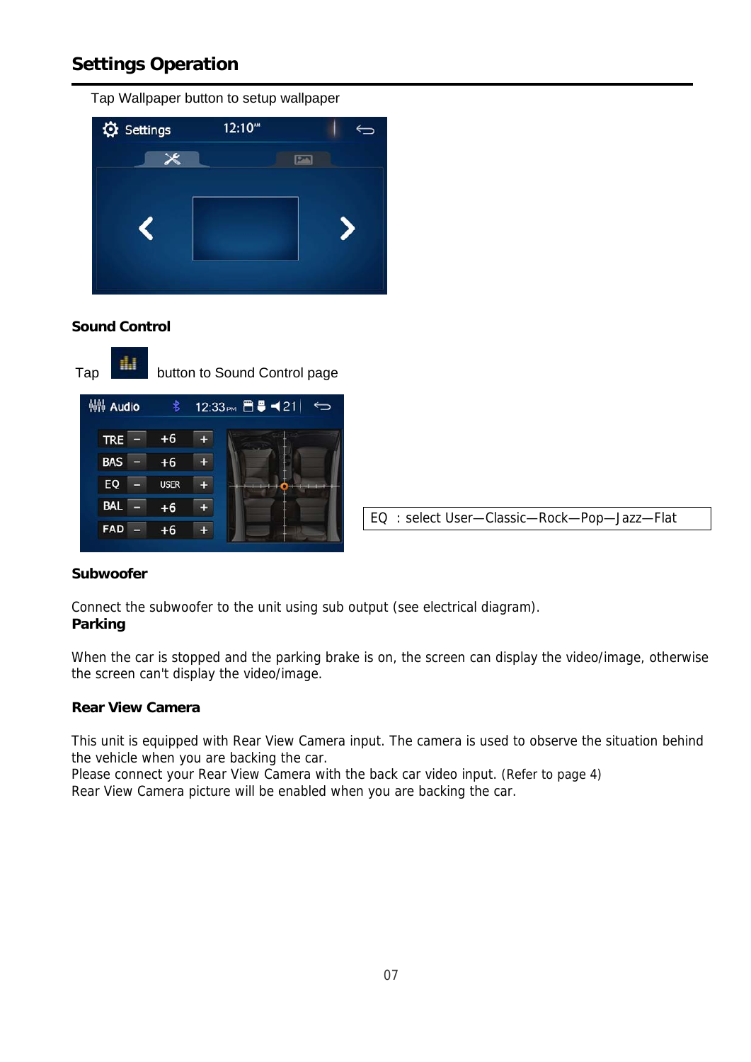## Settings Operation

Tap Wallpaper button to setup wallpaper

### Sound Control

Tap button to Sound Control page

EQ : select User—Classic—Rock—Pop—Jazz—Flat

### Subwoofer

Connect the subwoofer to the unit using sub output (see electrical diagram).

### Parking

When the car is stopped and the parking brake is on, the screen can display the video/image, otherwise the screen can't display the video/image.

### Rear View Camera

This unit is equipped with Rear View Camera input. The camera is used to observe the situation behind the vehicle when you are backing the car.
Please connect your Rear View Camera with the back car video input. (Refer to page 4)
Rear View Camera picture will be enabled when you are backing the car.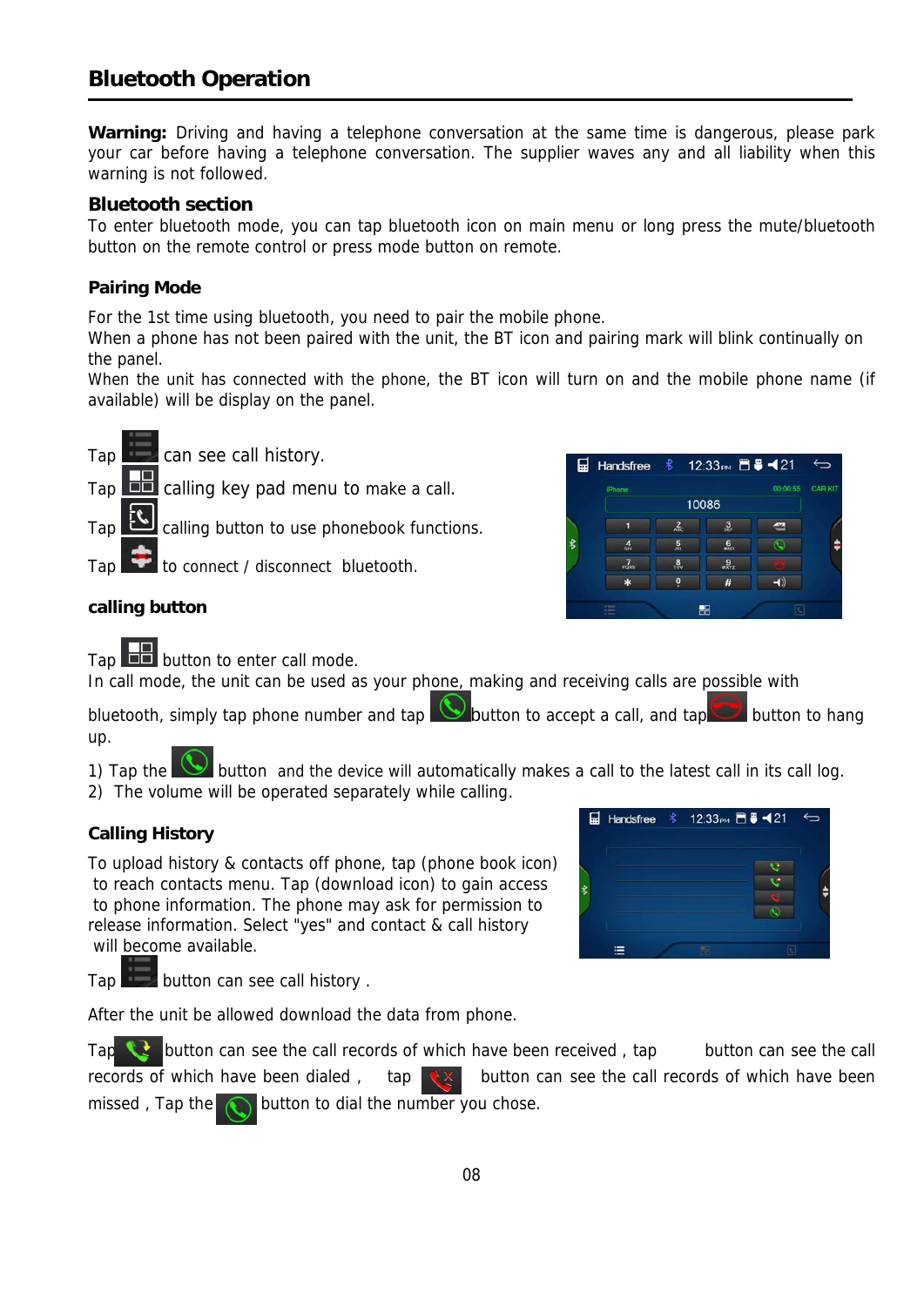## Bluetooth Operation

**Warning:** Driving and having a telephone conversation at the same time is dangerous, please park your car before having a telephone conversation. The supplier waves any and all liability when this warning is not followed.

### Bluetooth section

To enter bluetooth mode, you can tap bluetooth icon on main menu or long press the mute/bluetooth button on the remote control or press mode button on remote.

### Pairing Mode

For the 1st time using bluetooth, you need to pair the mobile phone.
When a phone has not been paired with the unit, the BT icon and pairing mark will blink continually on the panel.
When the unit has connected with the phone, the BT icon will turn on and the mobile phone name (if available) will be display on the panel.

Tap can see call history.

Tap calling key pad menu to make a call.

Tap calling button to use phonebook functions.

Tap to connect / disconnect bluetooth.

Handsfree 12:33PM 21
iPhone 00:00:55 CAR KIT
10086
1 2 3
4 5 6
7 8 9
* 0 #

### calling button

Tap button to enter call mode.
In call mode, the unit can be used as your phone, making and receiving calls are possible with bluetooth, simply tap phone number and tap button to accept a call, and tap button to hang up.

1) Tap the button and the device will automatically makes a call to the latest call in its call log.
2) The volume will be operated separately while calling.

### Calling History

Handsfree 12:33PM 21

To upload history & contacts off phone, tap (phone book icon) to reach contacts menu. Tap (download icon) to gain access to phone information. The phone may ask for permission to release information. Select "yes" and contact & call history will become available.

Tap button can see call history .

After the unit be allowed download the data from phone.

Tap button can see the call records of which have been received , tap button can see the call records of which have been dialed , tap button can see the call records of which have been missed , Tap the button to dial the number you chose.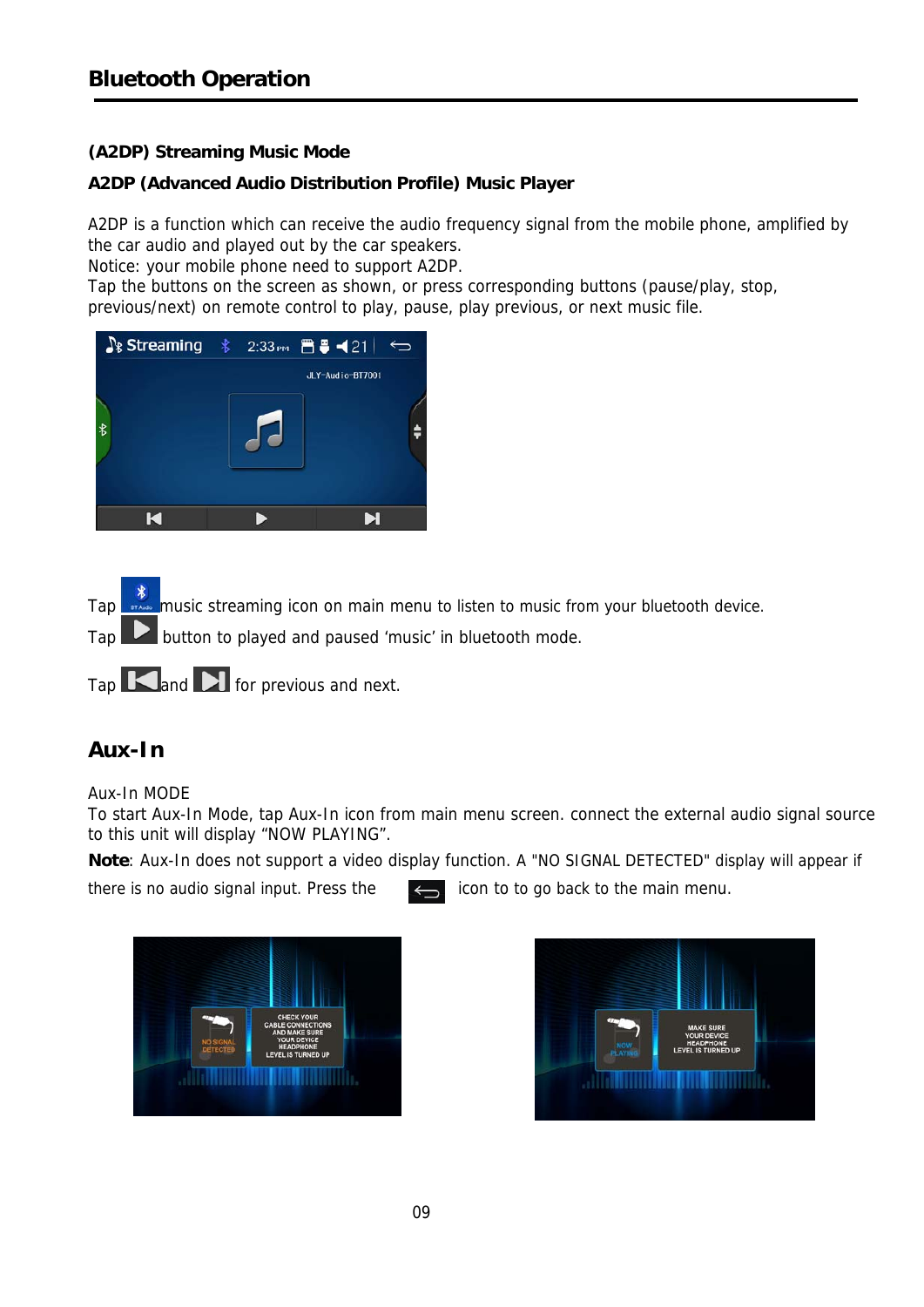## Bluetooth Operation

### (A2DP) Streaming Music Mode

### A2DP (Advanced Audio Distribution Profile) Music Player

A2DP is a function which can receive the audio frequency signal from the mobile phone, amplified by the car audio and played out by the car speakers.
Notice: your mobile phone need to support A2DP.
Tap the buttons on the screen as shown, or press corresponding buttons (pause/play, stop, previous/next) on remote control to play, pause, play previous, or next music file.

Tap music streaming icon on main menu to listen to music from your bluetooth device.

Tap button to played and paused ‘music’ in bluetooth mode.

Tap and for previous and next.

## Aux-In

Aux-In MODE
To start Aux-In Mode, tap Aux-In icon from main menu screen. connect the external audio signal source to this unit will display “NOW PLAYING”.

**Note**: Aux-In does not support a video display function. A "NO SIGNAL DETECTED" display will appear if there is no audio signal input. Press the icon to to go back to the main menu.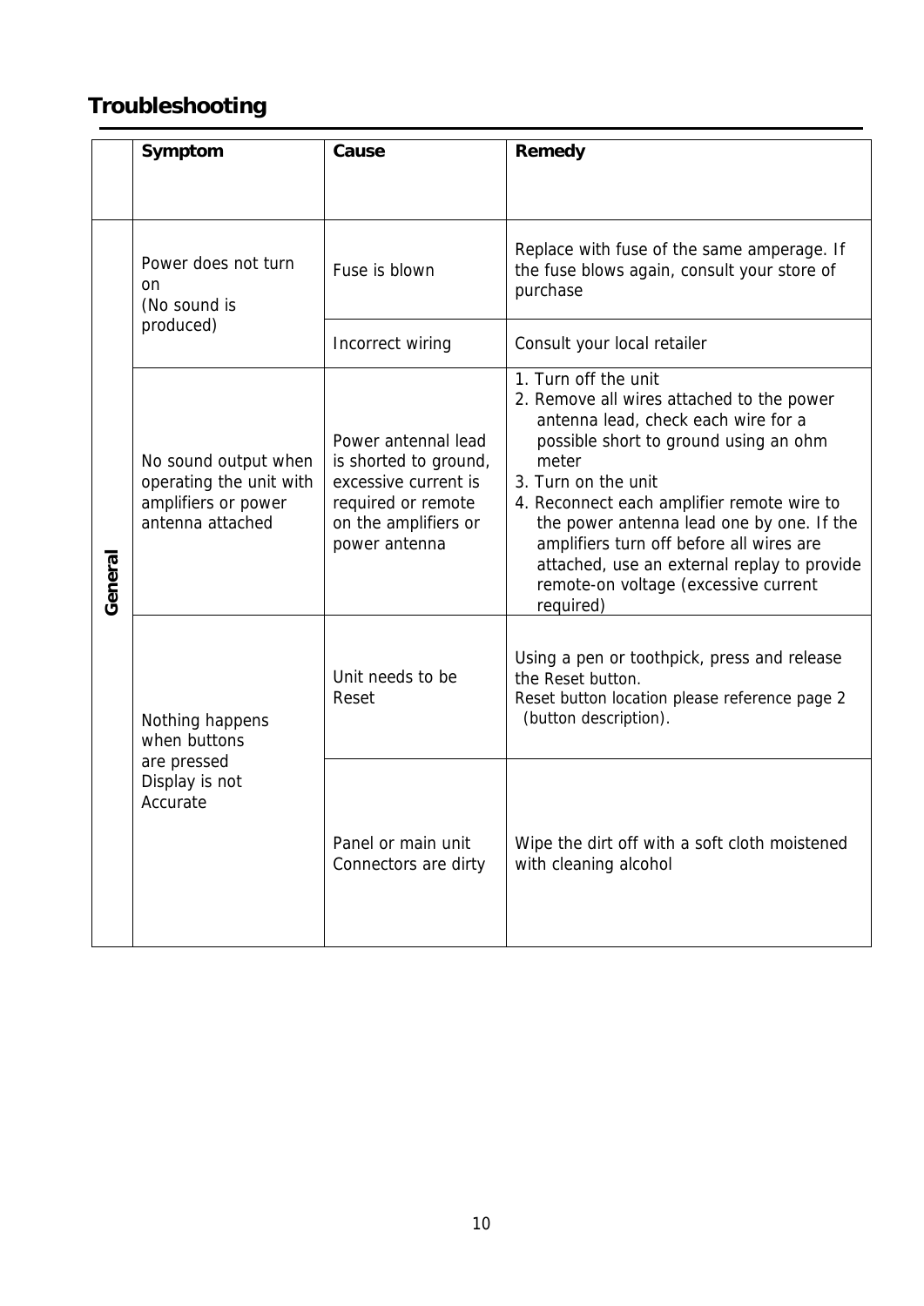## Troubleshooting

| | Symptom | Cause | Remedy |
|---|---|---|---|
| General | Power does not turn on (No sound is produced) | Fuse is blown | Replace with fuse of the same amperage. If the fuse blows again, consult your store of purchase |
| | | Incorrect wiring | Consult your local retailer |
| | No sound output when operating the unit with amplifiers or power antenna attached | Power antennal lead is shorted to ground, excessive current is required or remote on the amplifiers or power antenna | 1. Turn off the unit<br>2. Remove all wires attached to the power antenna lead, check each wire for a possible short to ground using an ohm meter<br>3. Turn on the unit<br>4. Reconnect each amplifier remote wire to the power antenna lead one by one. If the amplifiers turn off before all wires are attached, use an external replay to provide remote-on voltage (excessive current required) |
| | Nothing happens when buttons are pressed Display is not Accurate | Unit needs to be Reset | Using a pen or toothpick, press and release the Reset button. Reset button location please reference page 2 (button description). |
| | | Panel or main unit Connectors are dirty | Wipe the dirt off with a soft cloth moistened with cleaning alcohol |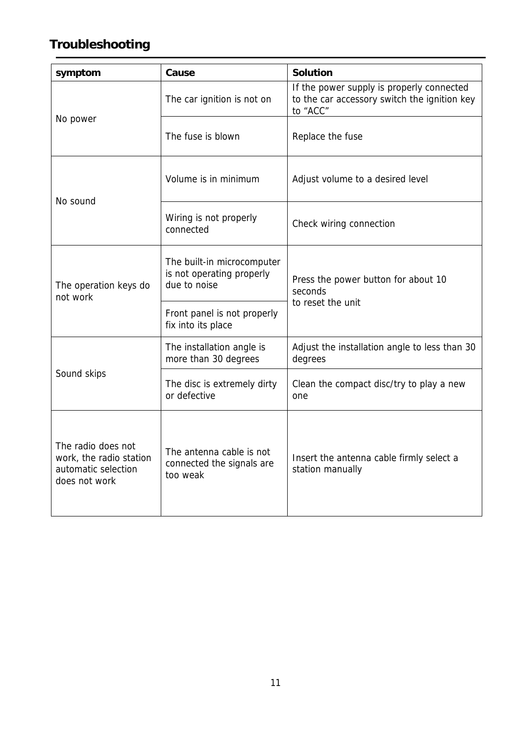## Troubleshooting

| symptom | Cause | Solution |
|---|---|---|
| No power | The car ignition is not on | If the power supply is properly connected to the car accessory switch the ignition key to “ACC” |
| | The fuse is blown | Replace the fuse |
| No sound | Volume is in minimum | Adjust volume to a desired level |
| | Wiring is not properly connected | Check wiring connection |
| The operation keys do not work | The built-in microcomputer is not operating properly due to noise | Press the power button for about 10 seconds to reset the unit |
| | Front panel is not properly fix into its place | |
| Sound skips | The installation angle is more than 30 degrees | Adjust the installation angle to less than 30 degrees |
| | The disc is extremely dirty or defective | Clean the compact disc/try to play a new one |
| The radio does not work, the radio station automatic selection does not work | The antenna cable is not connected the signals are too weak | Insert the antenna cable firmly select a station manually |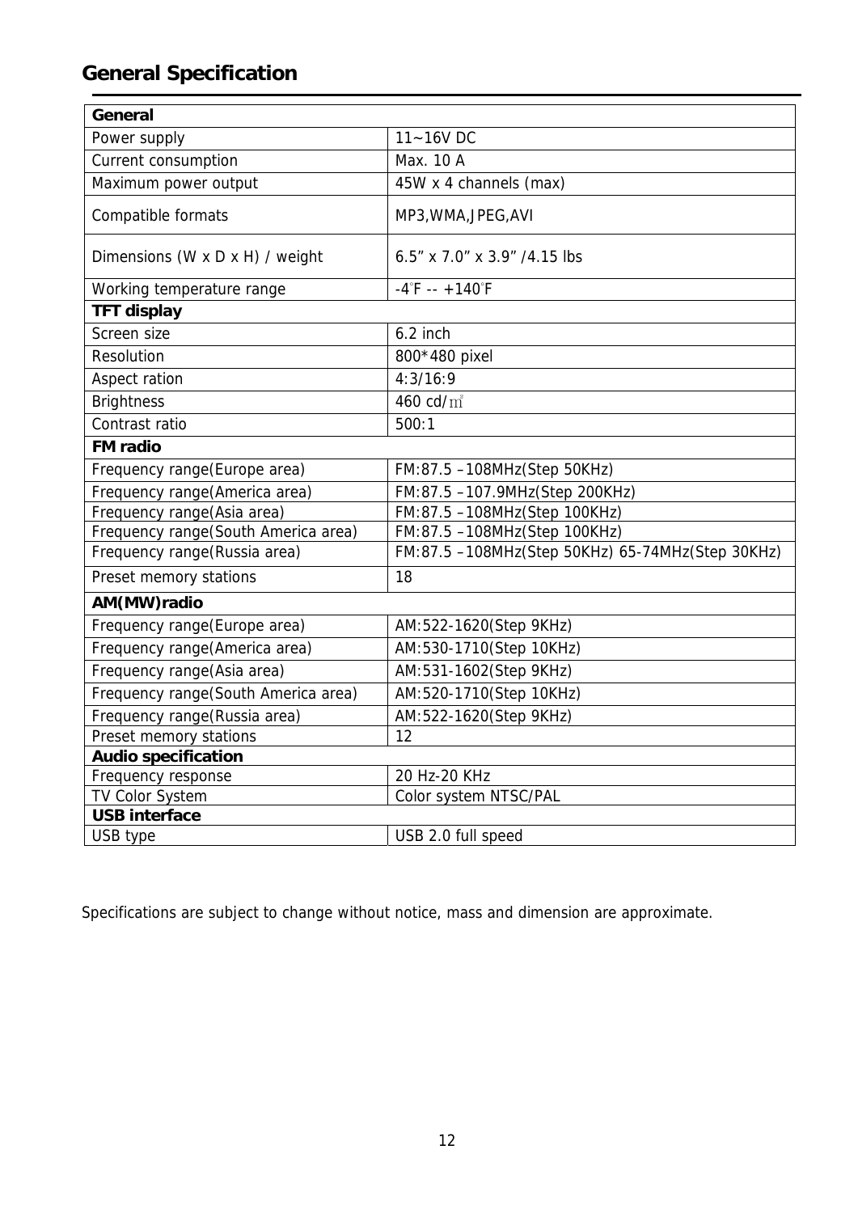# General Specification

| | |
|---|---|
| **General** | |
| Power supply | 11~16V DC |
| Current consumption | Max. 10 A |
| Maximum power output | 45W x 4 channels (max) |
| Compatible formats | MP3,WMA,JPEG,AVI |
| Dimensions (W x D x H) / weight | 6.5” x 7.0” x 3.9” /4.15 lbs |
| Working temperature range | -4℉ -- +140℉ |
| **TFT display** | |
| Screen size | 6.2 inch |
| Resolution | 800*480 pixel |
| Aspect ration | 4:3/16:9 |
| Brightness | 460 cd/㎡ |
| Contrast ratio | 500:1 |
| **FM radio** | |
| Frequency range(Europe area) | FM:87.5 –108MHz(Step 50KHz) |
| Frequency range(America area) | FM:87.5 –107.9MHz(Step 200KHz) |
| Frequency range(Asia area) | FM:87.5 –108MHz(Step 100KHz) |
| Frequency range(South America area) | FM:87.5 –108MHz(Step 100KHz) |
| Frequency range(Russia area) | FM:87.5 –108MHz(Step 50KHz) 65-74MHz(Step 30KHz) |
| Preset memory stations | 18 |
| **AM(MW)radio** | |
| Frequency range(Europe area) | AM:522-1620(Step 9KHz) |
| Frequency range(America area) | AM:530-1710(Step 10KHz) |
| Frequency range(Asia area) | AM:531-1602(Step 9KHz) |
| Frequency range(South America area) | AM:520-1710(Step 10KHz) |
| Frequency range(Russia area) | AM:522-1620(Step 9KHz) |
| Preset memory stations | 12 |
| **Audio specification** | |
| Frequency response | 20 Hz-20 KHz |
| TV Color System | Color system NTSC/PAL |
| **USB interface** | |
| USB type | USB 2.0 full speed |

Specifications are subject to change without notice, mass and dimension are approximate.